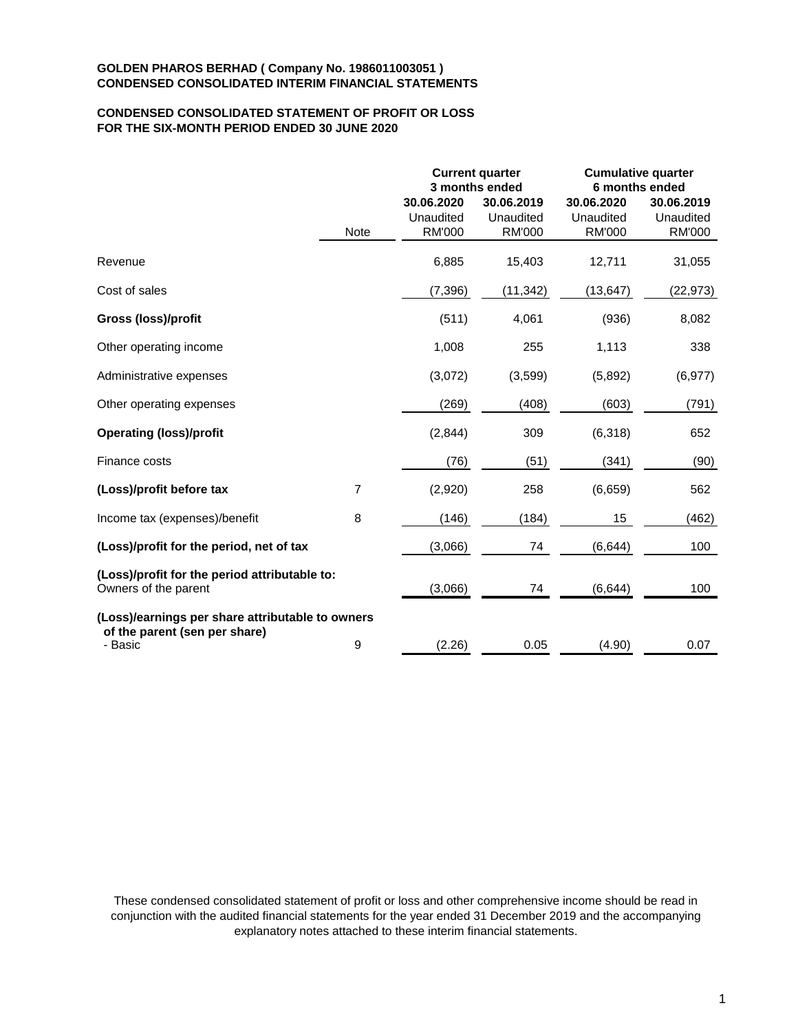**GOLDEN PHAROS BERHAD ( Company No. 1986011003051 )**
**CONDENSED CONSOLIDATED INTERIM FINANCIAL STATEMENTS**

**CONDENSED CONSOLIDATED STATEMENT OF PROFIT OR LOSS**
**FOR THE SIX-MONTH PERIOD ENDED 30 JUNE 2020**

| | Note | Current quarter 3 months ended | | Cumulative quarter 6 months ended | |
|---|---|---|---|---|---|
| | | 30.06.2020 Unaudited RM'000 | 30.06.2019 Unaudited RM'000 | 30.06.2020 Unaudited RM'000 | 30.06.2019 Unaudited RM'000 |
| Revenue | | 6,885 | 15,403 | 12,711 | 31,055 |
| Cost of sales | | (7,396) | (11,342) | (13,647) | (22,973) |
| **Gross (loss)/profit** | | (511) | 4,061 | (936) | 8,082 |
| Other operating income | | 1,008 | 255 | 1,113 | 338 |
| Administrative expenses | | (3,072) | (3,599) | (5,892) | (6,977) |
| Other operating expenses | | (269) | (408) | (603) | (791) |
| **Operating (loss)/profit** | | (2,844) | 309 | (6,318) | 652 |
| Finance costs | | (76) | (51) | (341) | (90) |
| **(Loss)/profit before tax** | 7 | (2,920) | 258 | (6,659) | 562 |
| Income tax (expenses)/benefit | 8 | (146) | (184) | 15 | (462) |
| **(Loss)/profit for the period, net of tax** | | (3,066) | 74 | (6,644) | 100 |
| **(Loss)/profit for the period attributable to:** | | | | | |
| Owners of the parent | | (3,066) | 74 | (6,644) | 100 |
| **(Loss)/earnings per share attributable to owners of the parent (sen per share)** | | | | | |
| - Basic | 9 | (2.26) | 0.05 | (4.90) | 0.07 |

These condensed consolidated statement of profit or loss and other comprehensive income should be read in conjunction with the audited financial statements for the year ended 31 December 2019 and the accompanying explanatory notes attached to these interim financial statements.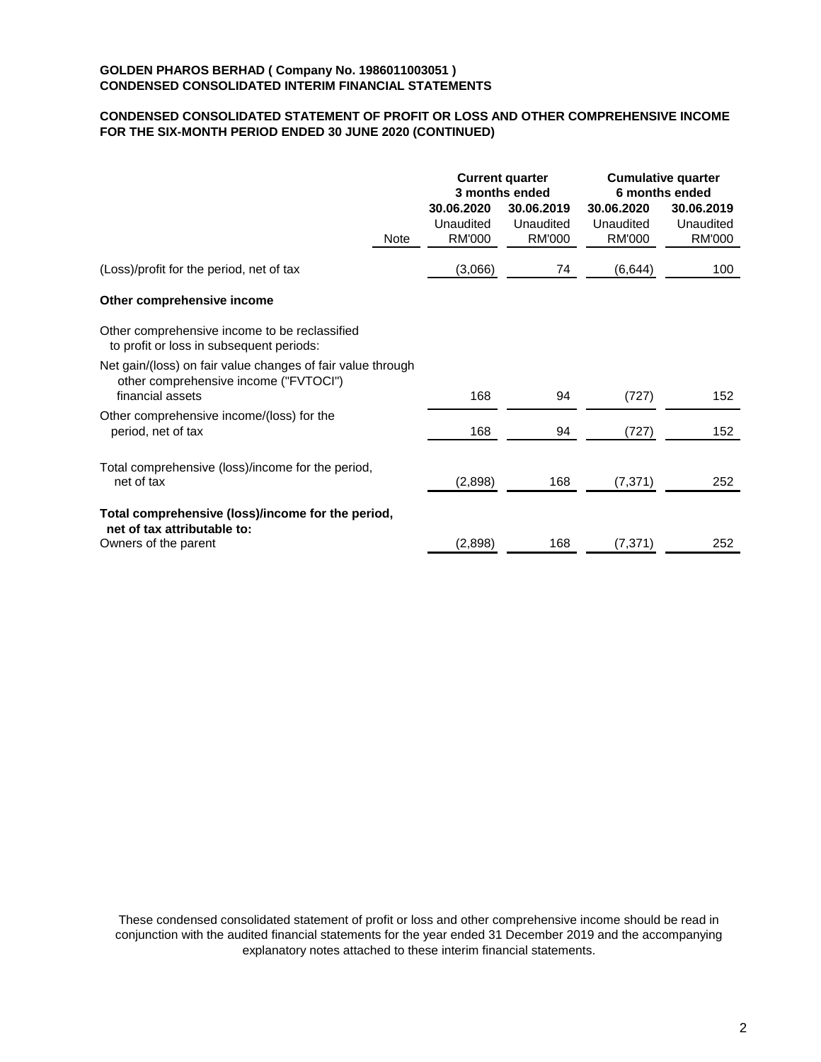**GOLDEN PHAROS BERHAD ( Company No. 1986011003051 )**
**CONDENSED CONSOLIDATED INTERIM FINANCIAL STATEMENTS**

**CONDENSED CONSOLIDATED STATEMENT OF PROFIT OR LOSS AND OTHER COMPREHENSIVE INCOME FOR THE SIX-MONTH PERIOD ENDED 30 JUNE 2020 (CONTINUED)**

| | | **Current quarter 3 months ended** | | **Cumulative quarter 6 months ended** | |
|---|---|---|---|---|---|
| | | **30.06.2020** | **30.06.2019** | **30.06.2020** | **30.06.2019** |
| | | Unaudited | Unaudited | Unaudited | Unaudited |
| | Note | RM'000 | RM'000 | RM'000 | RM'000 |
| (Loss)/profit for the period, net of tax | | (3,066) | 74 | (6,644) | 100 |
| **Other comprehensive income** | | | | | |
| Other comprehensive income to be reclassified to profit or loss in subsequent periods: | | | | | |
| Net gain/(loss) on fair value changes of fair value through other comprehensive income ("FVTOCI") financial assets | | 168 | 94 | (727) | 152 |
| Other comprehensive income/(loss) for the period, net of tax | | 168 | 94 | (727) | 152 |
| Total comprehensive (loss)/income for the period, net of tax | | (2,898) | 168 | (7,371) | 252 |
| **Total comprehensive (loss)/income for the period, net of tax attributable to:** | | | | | |
| Owners of the parent | | (2,898) | 168 | (7,371) | 252 |

These condensed consolidated statement of profit or loss and other comprehensive income should be read in conjunction with the audited financial statements for the year ended 31 December 2019 and the accompanying explanatory notes attached to these interim financial statements.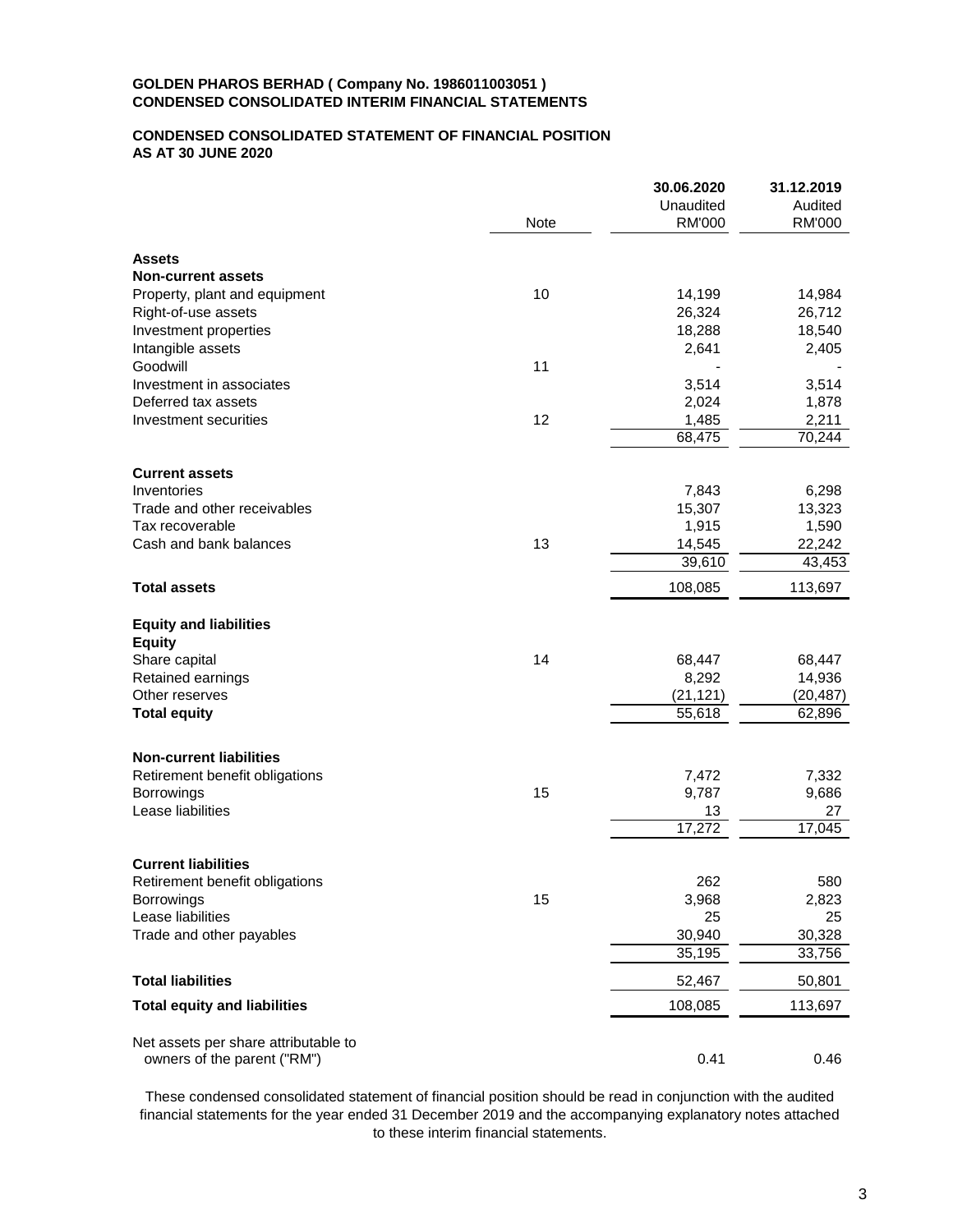**GOLDEN PHAROS BERHAD ( Company No. 1986011003051 )**
**CONDENSED CONSOLIDATED INTERIM FINANCIAL STATEMENTS**

**CONDENSED CONSOLIDATED STATEMENT OF FINANCIAL POSITION**
**AS AT 30 JUNE 2020**

| | Note | 30.06.2020 Unaudited RM'000 | 31.12.2019 Audited RM'000 |
|---|---|---|---|
| **Assets** | | | |
| **Non-current assets** | | | |
| Property, plant and equipment | 10 | 14,199 | 14,984 |
| Right-of-use assets | | 26,324 | 26,712 |
| Investment properties | | 18,288 | 18,540 |
| Intangible assets | | 2,641 | 2,405 |
| Goodwill | 11 | - | - |
| Investment in associates | | 3,514 | 3,514 |
| Deferred tax assets | | 2,024 | 1,878 |
| Investment securities | 12 | 1,485 | 2,211 |
| | | 68,475 | 70,244 |
| **Current assets** | | | |
| Inventories | | 7,843 | 6,298 |
| Trade and other receivables | | 15,307 | 13,323 |
| Tax recoverable | | 1,915 | 1,590 |
| Cash and bank balances | 13 | 14,545 | 22,242 |
| | | 39,610 | 43,453 |
| **Total assets** | | 108,085 | 113,697 |
| **Equity and liabilities** | | | |
| **Equity** | | | |
| Share capital | 14 | 68,447 | 68,447 |
| Retained earnings | | 8,292 | 14,936 |
| Other reserves | | (21,121) | (20,487) |
| **Total equity** | | 55,618 | 62,896 |
| **Non-current liabilities** | | | |
| Retirement benefit obligations | | 7,472 | 7,332 |
| Borrowings | 15 | 9,787 | 9,686 |
| Lease liabilities | | 13 | 27 |
| | | 17,272 | 17,045 |
| **Current liabilities** | | | |
| Retirement benefit obligations | | 262 | 580 |
| Borrowings | 15 | 3,968 | 2,823 |
| Lease liabilities | | 25 | 25 |
| Trade and other payables | | 30,940 | 30,328 |
| | | 35,195 | 33,756 |
| **Total liabilities** | | 52,467 | 50,801 |
| **Total equity and liabilities** | | 108,085 | 113,697 |
| Net assets per share attributable to owners of the parent ("RM") | | 0.41 | 0.46 |

These condensed consolidated statement of financial position should be read in conjunction with the audited financial statements for the year ended 31 December 2019 and the accompanying explanatory notes attached to these interim financial statements.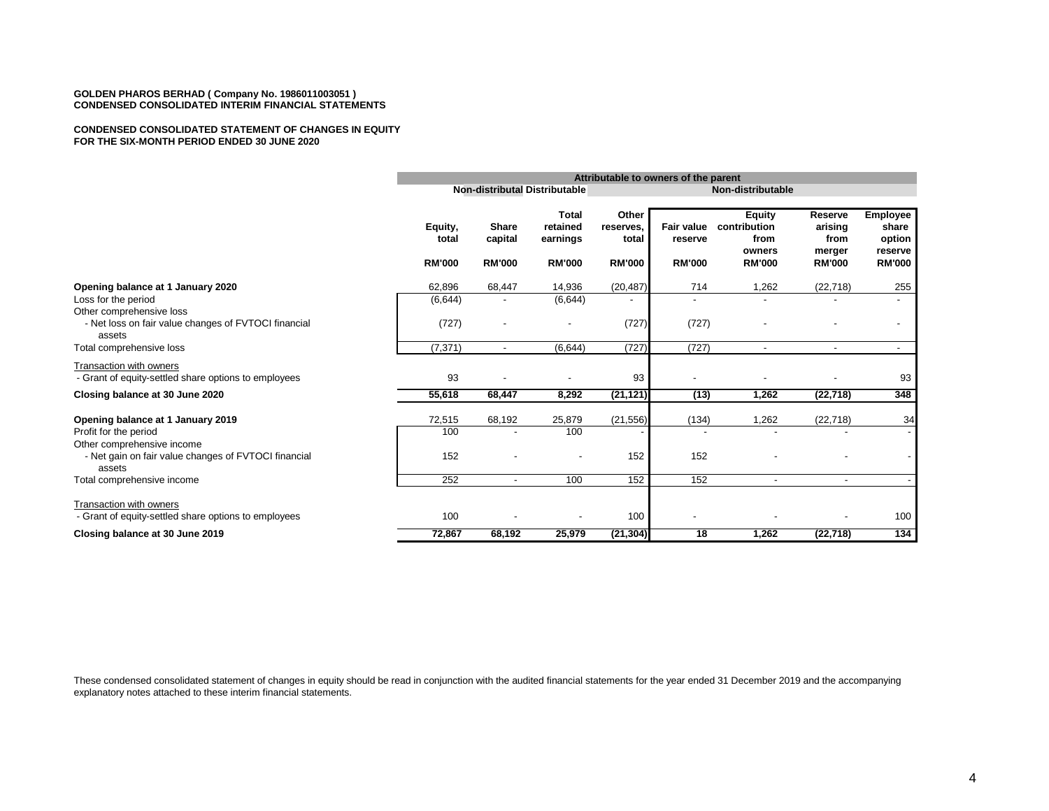**GOLDEN PHAROS BERHAD ( Company No. 1986011003051 )**
**CONDENSED CONSOLIDATED INTERIM FINANCIAL STATEMENTS**

**CONDENSED CONSOLIDATED STATEMENT OF CHANGES IN EQUITY**
**FOR THE SIX-MONTH PERIOD ENDED 30 JUNE 2020**

| | Attributable to owners of the parent | | | | | | | |
|---|---|---|---|---|---|---|---|---|
| | | Non-distributable | Distributable | | Non-distributable | | | |
| | Equity, total | Share capital | Total retained earnings | Other reserves, total | Fair value reserve | Equity contribution from owners | Reserve arising from merger | Employee share option reserve |
| | RM'000 | RM'000 | RM'000 | RM'000 | RM'000 | RM'000 | RM'000 | RM'000 |
| **Opening balance at 1 January 2020** | 62,896 | 68,447 | 14,936 | (20,487) | 714 | 1,262 | (22,718) | 255 |
| Loss for the period | (6,644) | - | (6,644) | - | - | - | - | - |
| Other comprehensive loss | | | | | | | | |
| - Net loss on fair value changes of FVTOCI financial assets | (727) | - | - | (727) | (727) | - | - | - |
| Total comprehensive loss | (7,371) | - | (6,644) | (727) | (727) | - | - | - |
| Transaction with owners | | | | | | | | |
| - Grant of equity-settled share options to employees | 93 | - | - | 93 | - | - | - | 93 |
| **Closing balance at 30 June 2020** | **55,618** | **68,447** | **8,292** | **(21,121)** | **(13)** | **1,262** | **(22,718)** | **348** |
| **Opening balance at 1 January 2019** | 72,515 | 68,192 | 25,879 | (21,556) | (134) | 1,262 | (22,718) | 34 |
| Profit for the period | 100 | - | 100 | - | - | - | - | - |
| Other comprehensive income | | | | | | | | |
| - Net gain on fair value changes of FVTOCI financial assets | 152 | - | - | 152 | 152 | - | - | - |
| Total comprehensive income | 252 | - | 100 | 152 | 152 | - | - | - |
| Transaction with owners | | | | | | | | |
| - Grant of equity-settled share options to employees | 100 | - | - | 100 | - | - | - | 100 |
| **Closing balance at 30 June 2019** | **72,867** | **68,192** | **25,979** | **(21,304)** | **18** | **1,262** | **(22,718)** | **134** |

These condensed consolidated statement of changes in equity should be read in conjunction with the audited financial statements for the year ended 31 December 2019 and the accompanying explanatory notes attached to these interim financial statements.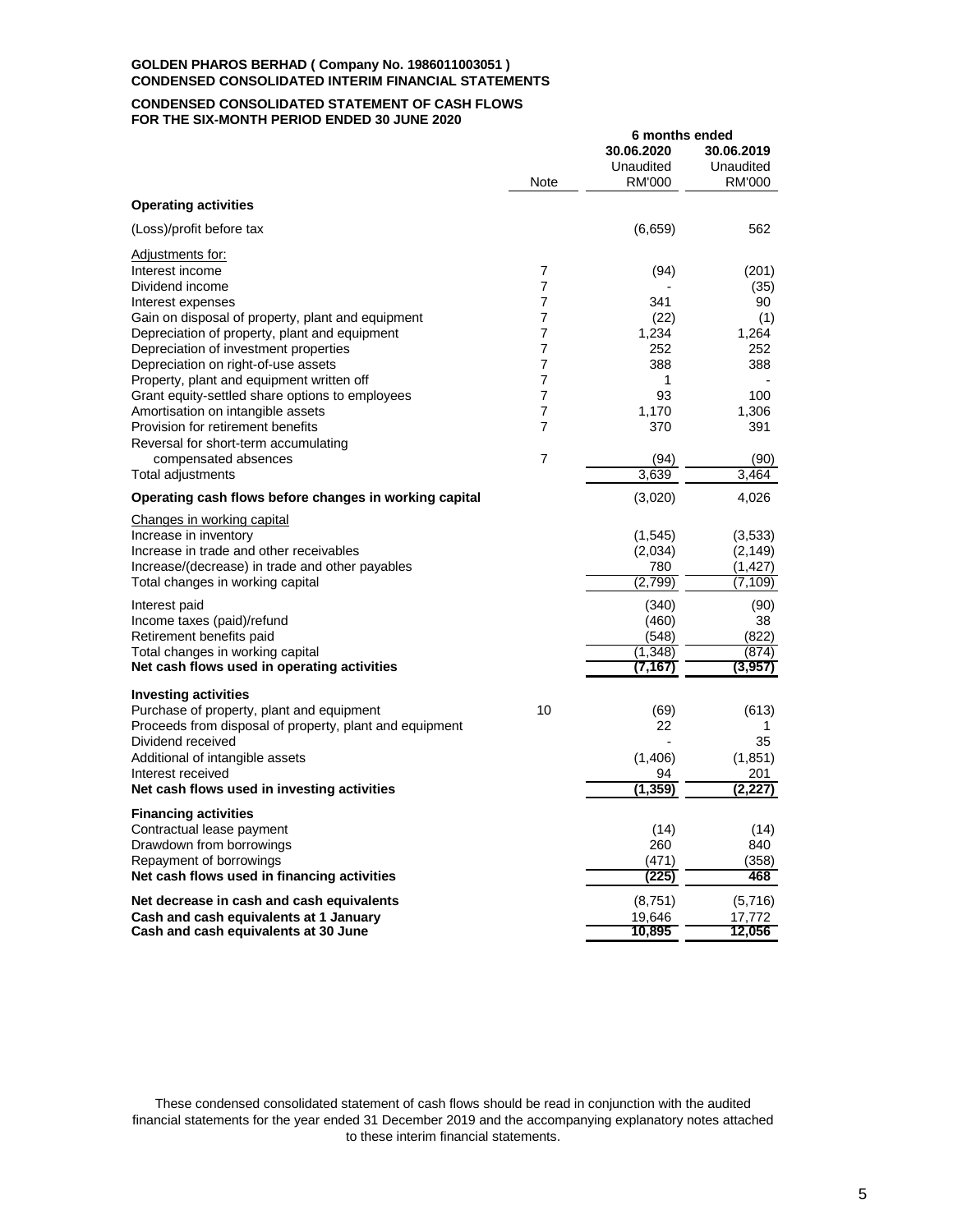**GOLDEN PHAROS BERHAD ( Company No. 1986011003051 )**
**CONDENSED CONSOLIDATED INTERIM FINANCIAL STATEMENTS**

**CONDENSED CONSOLIDATED STATEMENT OF CASH FLOWS**
**FOR THE SIX-MONTH PERIOD ENDED 30 JUNE 2020**

| | Note | 6 months ended 30.06.2020 Unaudited RM'000 | 6 months ended 30.06.2019 Unaudited RM'000 |
|---|---|---|---|
| **Operating activities** | | | |
| (Loss)/profit before tax | | (6,659) | 562 |
| Adjustments for: | | | |
| Interest income | 7 | (94) | (201) |
| Dividend income | 7 | - | (35) |
| Interest expenses | 7 | 341 | 90 |
| Gain on disposal of property, plant and equipment | 7 | (22) | (1) |
| Depreciation of property, plant and equipment | 7 | 1,234 | 1,264 |
| Depreciation of investment properties | 7 | 252 | 252 |
| Depreciation on right-of-use assets | 7 | 388 | 388 |
| Property, plant and equipment written off | 7 | 1 | - |
| Grant equity-settled share options to employees | 7 | 93 | 100 |
| Amortisation on intangible assets | 7 | 1,170 | 1,306 |
| Provision for retirement benefits | 7 | 370 | 391 |
| Reversal for short-term accumulating compensated absences | 7 | (94) | (90) |
| Total adjustments | | 3,639 | 3,464 |
| **Operating cash flows before changes in working capital** | | (3,020) | 4,026 |
| Changes in working capital | | | |
| Increase in inventory | | (1,545) | (3,533) |
| Increase in trade and other receivables | | (2,034) | (2,149) |
| Increase/(decrease) in trade and other payables | | 780 | (1,427) |
| Total changes in working capital | | (2,799) | (7,109) |
| Interest paid | | (340) | (90) |
| Income taxes (paid)/refund | | (460) | 38 |
| Retirement benefits paid | | (548) | (822) |
| Total changes in working capital | | (1,348) | (874) |
| **Net cash flows used in operating activities** | | **(7,167)** | **(3,957)** |
| **Investing activities** | | | |
| Purchase of property, plant and equipment | 10 | (69) | (613) |
| Proceeds from disposal of property, plant and equipment | | 22 | 1 |
| Dividend received | | - | 35 |
| Additional of intangible assets | | (1,406) | (1,851) |
| Interest received | | 94 | 201 |
| **Net cash flows used in investing activities** | | **(1,359)** | **(2,227)** |
| **Financing activities** | | | |
| Contractual lease payment | | (14) | (14) |
| Drawdown from borrowings | | 260 | 840 |
| Repayment of borrowings | | (471) | (358) |
| **Net cash flows used in financing activities** | | **(225)** | **468** |
| **Net decrease in cash and cash equivalents** | | (8,751) | (5,716) |
| **Cash and cash equivalents at 1 January** | | 19,646 | 17,772 |
| **Cash and cash equivalents at 30 June** | | **10,895** | **12,056** |

These condensed consolidated statement of cash flows should be read in conjunction with the audited financial statements for the year ended 31 December 2019 and the accompanying explanatory notes attached to these interim financial statements.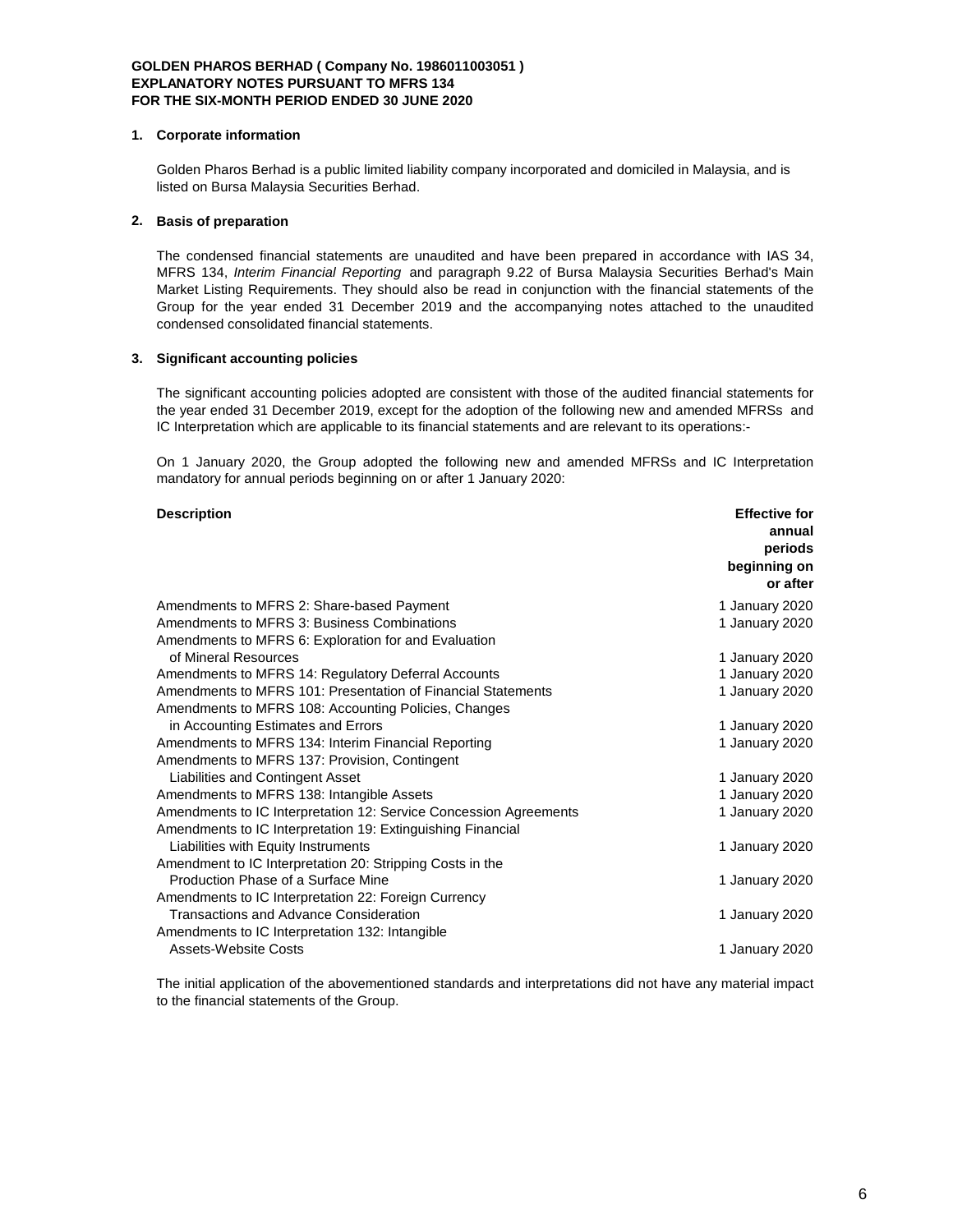**GOLDEN PHAROS BERHAD ( Company No. 1986011003051 )**
**EXPLANATORY NOTES PURSUANT TO MFRS 134**
**FOR THE SIX-MONTH PERIOD ENDED 30 JUNE 2020**

## 1. Corporate information

Golden Pharos Berhad is a public limited liability company incorporated and domiciled in Malaysia, and is listed on Bursa Malaysia Securities Berhad.

## 2. Basis of preparation

The condensed financial statements are unaudited and have been prepared in accordance with IAS 34, MFRS 134, *Interim Financial Reporting* and paragraph 9.22 of Bursa Malaysia Securities Berhad's Main Market Listing Requirements. They should also be read in conjunction with the financial statements of the Group for the year ended 31 December 2019 and the accompanying notes attached to the unaudited condensed consolidated financial statements.

## 3. Significant accounting policies

The significant accounting policies adopted are consistent with those of the audited financial statements for the year ended 31 December 2019, except for the adoption of the following new and amended MFRSs and IC Interpretation which are applicable to its financial statements and are relevant to its operations:-

On 1 January 2020, the Group adopted the following new and amended MFRSs and IC Interpretation mandatory for annual periods beginning on or after 1 January 2020:

| **Description** | **Effective for annual periods beginning on or after** |
|---|---|
| Amendments to MFRS 2: Share-based Payment | 1 January 2020 |
| Amendments to MFRS 3: Business Combinations | 1 January 2020 |
| Amendments to MFRS 6: Exploration for and Evaluation of Mineral Resources | 1 January 2020 |
| Amendments to MFRS 14: Regulatory Deferral Accounts | 1 January 2020 |
| Amendments to MFRS 101: Presentation of Financial Statements | 1 January 2020 |
| Amendments to MFRS 108: Accounting Policies, Changes in Accounting Estimates and Errors | 1 January 2020 |
| Amendments to MFRS 134: Interim Financial Reporting | 1 January 2020 |
| Amendments to MFRS 137: Provision, Contingent Liabilities and Contingent Asset | 1 January 2020 |
| Amendments to MFRS 138: Intangible Assets | 1 January 2020 |
| Amendments to IC Interpretation 12: Service Concession Agreements | 1 January 2020 |
| Amendments to IC Interpretation 19: Extinguishing Financial Liabilities with Equity Instruments | 1 January 2020 |
| Amendment to IC Interpretation 20: Stripping Costs in the Production Phase of a Surface Mine | 1 January 2020 |
| Amendments to IC Interpretation 22: Foreign Currency Transactions and Advance Consideration | 1 January 2020 |
| Amendments to IC Interpretation 132: Intangible Assets-Website Costs | 1 January 2020 |

The initial application of the abovementioned standards and interpretations did not have any material impact to the financial statements of the Group.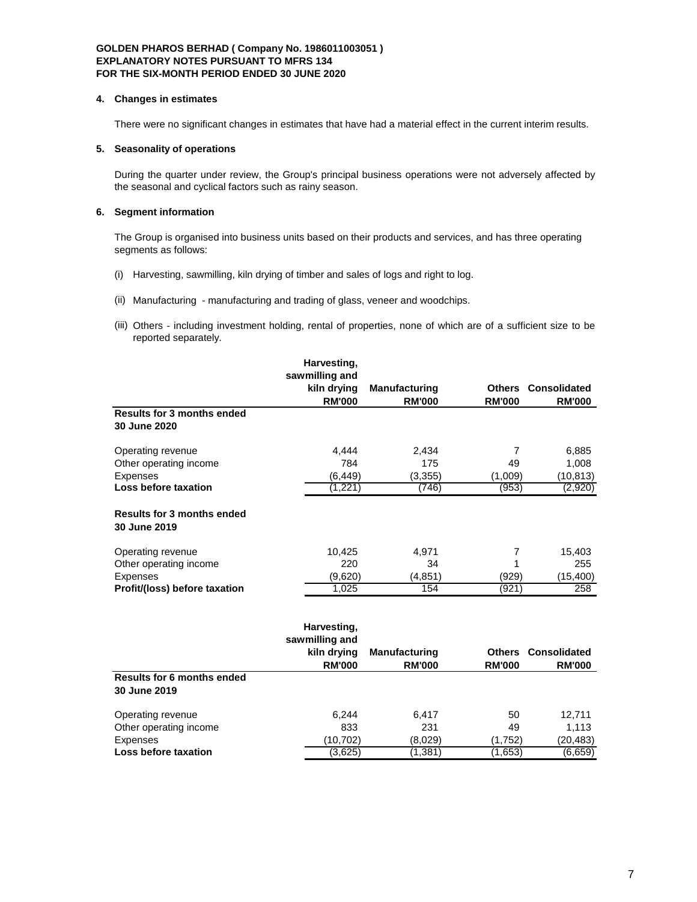**GOLDEN PHAROS BERHAD ( Company No. 1986011003051 )**
**EXPLANATORY NOTES PURSUANT TO MFRS 134**
**FOR THE SIX-MONTH PERIOD ENDED 30 JUNE 2020**

**4. Changes in estimates**

There were no significant changes in estimates that have had a material effect in the current interim results.

**5. Seasonality of operations**

During the quarter under review, the Group's principal business operations were not adversely affected by the seasonal and cyclical factors such as rainy season.

**6. Segment information**

The Group is organised into business units based on their products and services, and has three operating segments as follows:

(i) Harvesting, sawmilling, kiln drying of timber and sales of logs and right to log.

(ii) Manufacturing - manufacturing and trading of glass, veneer and woodchips.

(iii) Others - including investment holding, rental of properties, none of which are of a sufficient size to be reported separately.

| | Harvesting, sawmilling and kiln drying RM'000 | Manufacturing RM'000 | Others RM'000 | Consolidated RM'000 |
|---|---|---|---|---|
| **Results for 3 months ended 30 June 2020** | | | | |
| Operating revenue | 4,444 | 2,434 | 7 | 6,885 |
| Other operating income | 784 | 175 | 49 | 1,008 |
| Expenses | (6,449) | (3,355) | (1,009) | (10,813) |
| **Loss before taxation** | (1,221) | (746) | (953) | (2,920) |
| **Results for 3 months ended 30 June 2019** | | | | |
| Operating revenue | 10,425 | 4,971 | 7 | 15,403 |
| Other operating income | 220 | 34 | 1 | 255 |
| Expenses | (9,620) | (4,851) | (929) | (15,400) |
| **Profit/(loss) before taxation** | 1,025 | 154 | (921) | 258 |

| | Harvesting, sawmilling and kiln drying RM'000 | Manufacturing RM'000 | Others RM'000 | Consolidated RM'000 |
|---|---|---|---|---|
| **Results for 6 months ended 30 June 2019** | | | | |
| Operating revenue | 6,244 | 6,417 | 50 | 12,711 |
| Other operating income | 833 | 231 | 49 | 1,113 |
| Expenses | (10,702) | (8,029) | (1,752) | (20,483) |
| **Loss before taxation** | (3,625) | (1,381) | (1,653) | (6,659) |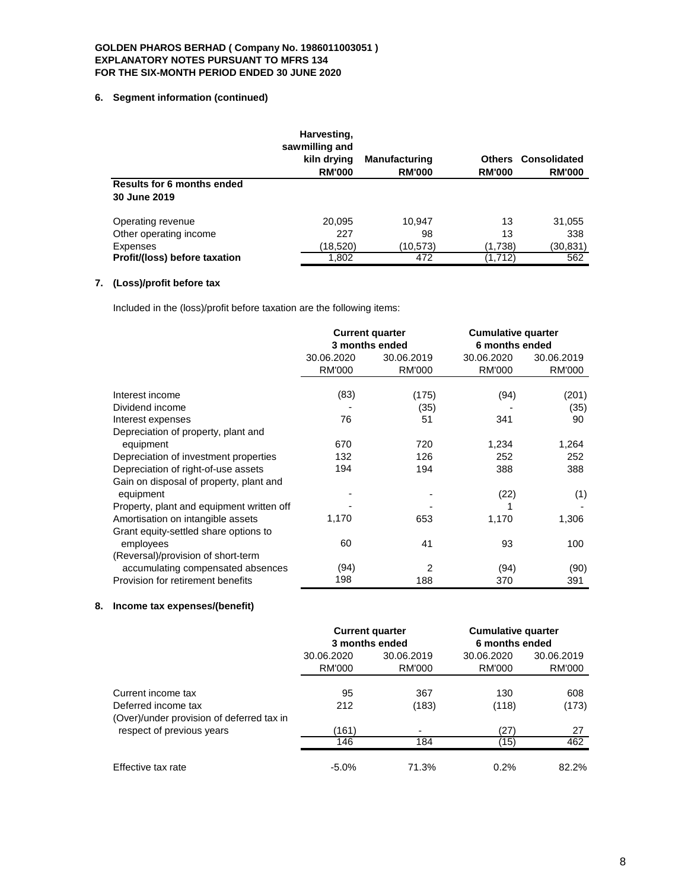**GOLDEN PHAROS BERHAD ( Company No. 1986011003051 )**
**EXPLANATORY NOTES PURSUANT TO MFRS 134**
**FOR THE SIX-MONTH PERIOD ENDED 30 JUNE 2020**

## 6. Segment information (continued)

| | Harvesting, sawmilling and kiln drying RM'000 | Manufacturing RM'000 | Others RM'000 | Consolidated RM'000 |
|---|---|---|---|---|
| **Results for 6 months ended 30 June 2019** | | | | |
| Operating revenue | 20,095 | 10,947 | 13 | 31,055 |
| Other operating income | 227 | 98 | 13 | 338 |
| Expenses | (18,520) | (10,573) | (1,738) | (30,831) |
| **Profit/(loss) before taxation** | 1,802 | 472 | (1,712) | 562 |

## 7. (Loss)/profit before tax

Included in the (loss)/profit before taxation are the following items:

| | Current quarter 3 months ended | | Cumulative quarter 6 months ended | |
|---|---|---|---|---|
| | 30.06.2020 RM'000 | 30.06.2019 RM'000 | 30.06.2020 RM'000 | 30.06.2019 RM'000 |
| Interest income | (83) | (175) | (94) | (201) |
| Dividend income | - | (35) | - | (35) |
| Interest expenses | 76 | 51 | 341 | 90 |
| Depreciation of property, plant and equipment | 670 | 720 | 1,234 | 1,264 |
| Depreciation of investment properties | 132 | 126 | 252 | 252 |
| Depreciation of right-of-use assets | 194 | 194 | 388 | 388 |
| Gain on disposal of property, plant and equipment | - | - | (22) | (1) |
| Property, plant and equipment written off | - | - | 1 | - |
| Amortisation on intangible assets | 1,170 | 653 | 1,170 | 1,306 |
| Grant equity-settled share options to employees | 60 | 41 | 93 | 100 |
| (Reversal)/provision of short-term accumulating compensated absences | (94) | 2 | (94) | (90) |
| Provision for retirement benefits | 198 | 188 | 370 | 391 |

## 8. Income tax expenses/(benefit)

| | Current quarter 3 months ended | | Cumulative quarter 6 months ended | |
|---|---|---|---|---|
| | 30.06.2020 RM'000 | 30.06.2019 RM'000 | 30.06.2020 RM'000 | 30.06.2019 RM'000 |
| Current income tax | 95 | 367 | 130 | 608 |
| Deferred income tax | 212 | (183) | (118) | (173) |
| (Over)/under provision of deferred tax in respect of previous years | (161) | - | (27) | 27 |
| | 146 | 184 | (15) | 462 |
| Effective tax rate | -5.0% | 71.3% | 0.2% | 82.2% |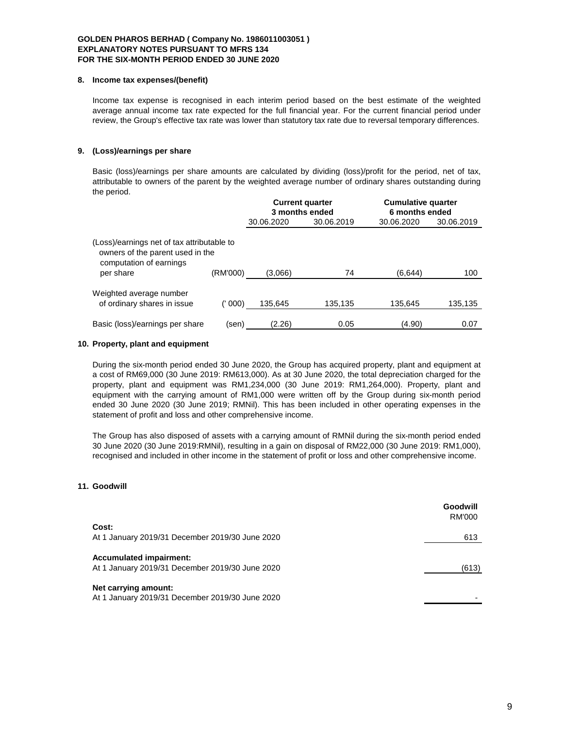**GOLDEN PHAROS BERHAD ( Company No. 1986011003051 )**
**EXPLANATORY NOTES PURSUANT TO MFRS 134**
**FOR THE SIX-MONTH PERIOD ENDED 30 JUNE 2020**

## 8. Income tax expenses/(benefit)

Income tax expense is recognised in each interim period based on the best estimate of the weighted average annual income tax rate expected for the full financial year. For the current financial period under review, the Group's effective tax rate was lower than statutory tax rate due to reversal temporary differences.

## 9. (Loss)/earnings per share

Basic (loss)/earnings per share amounts are calculated by dividing (loss)/profit for the period, net of tax, attributable to owners of the parent by the weighted average number of ordinary shares outstanding during the period.

| | | **Current quarter 3 months ended** | | **Cumulative quarter 6 months ended** | |
|---|---|---|---|---|---|
| | | 30.06.2020 | 30.06.2019 | 30.06.2020 | 30.06.2019 |
| (Loss)/earnings net of tax attributable to owners of the parent used in the computation of earnings per share | (RM'000) | (3,066) | 74 | (6,644) | 100 |
| Weighted average number of ordinary shares in issue | (' 000) | 135,645 | 135,135 | 135,645 | 135,135 |
| Basic (loss)/earnings per share | (sen) | (2.26) | 0.05 | (4.90) | 0.07 |

## 10. Property, plant and equipment

During the six-month period ended 30 June 2020, the Group has acquired property, plant and equipment at a cost of RM69,000 (30 June 2019: RM613,000). As at 30 June 2020, the total depreciation charged for the property, plant and equipment was RM1,234,000 (30 June 2019: RM1,264,000). Property, plant and equipment with the carrying amount of RM1,000 were written off by the Group during six-month period ended 30 June 2020 (30 June 2019; RMNil). This has been included in other operating expenses in the statement of profit and loss and other comprehensive income.

The Group has also disposed of assets with a carrying amount of RMNil during the six-month period ended 30 June 2020 (30 June 2019:RMNil), resulting in a gain on disposal of RM22,000 (30 June 2019: RM1,000), recognised and included in other income in the statement of profit or loss and other comprehensive income.

## 11. Goodwill

| | **Goodwill** RM'000 |
|---|---|
| **Cost:** | |
| At 1 January 2019/31 December 2019/30 June 2020 | 613 |
| **Accumulated impairment:** | |
| At 1 January 2019/31 December 2019/30 June 2020 | (613) |
| **Net carrying amount:** | |
| At 1 January 2019/31 December 2019/30 June 2020 | - |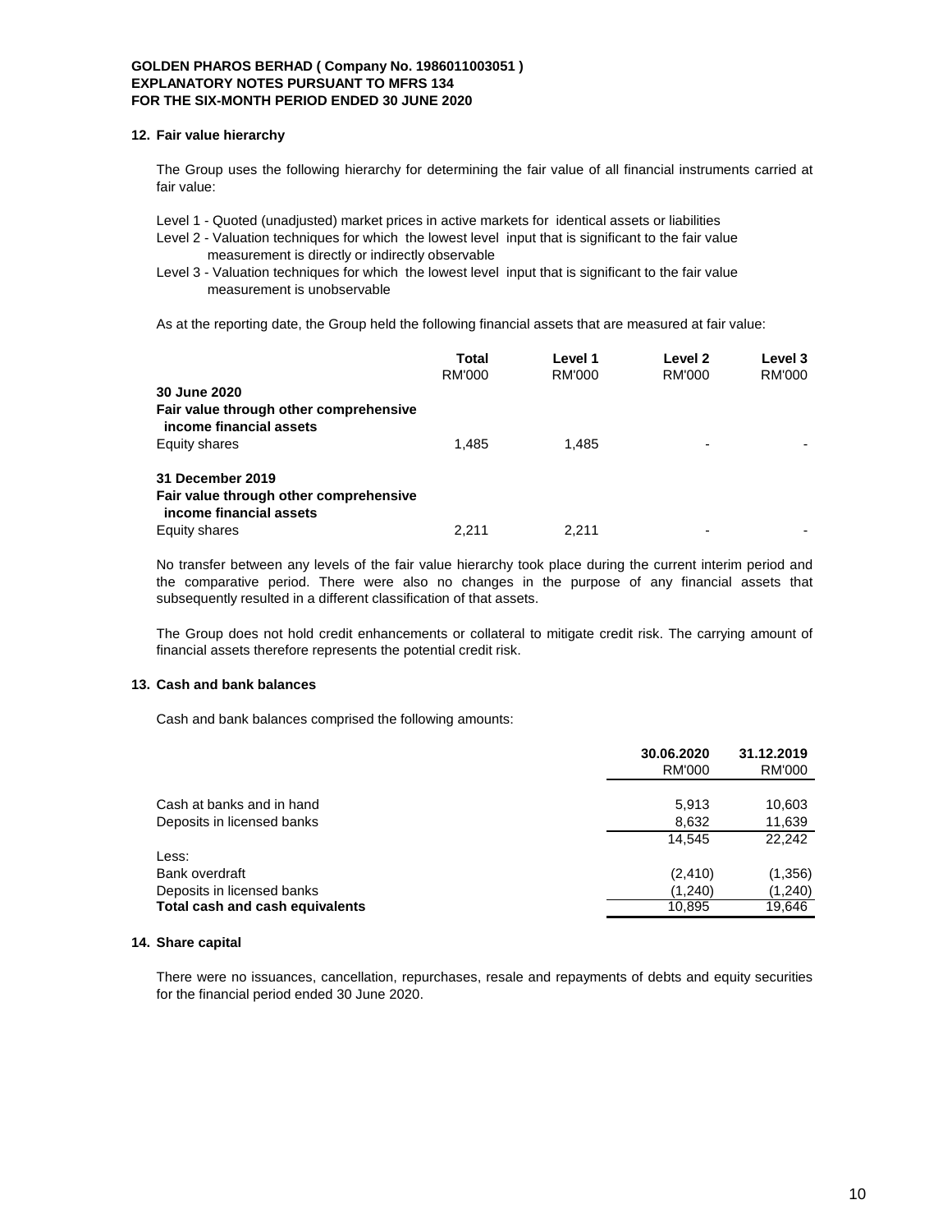## 12. Fair value hierarchy

The Group uses the following hierarchy for determining the fair value of all financial instruments carried at fair value:

Level 1 - Quoted (unadjusted) market prices in active markets for identical assets or liabilities
Level 2 - Valuation techniques for which the lowest level input that is significant to the fair value measurement is directly or indirectly observable
Level 3 - Valuation techniques for which the lowest level input that is significant to the fair value measurement is unobservable

As at the reporting date, the Group held the following financial assets that are measured at fair value:

| | Total RM'000 | Level 1 RM'000 | Level 2 RM'000 | Level 3 RM'000 |
|---|---|---|---|---|
| **30 June 2020** | | | | |
| **Fair value through other comprehensive income financial assets** | | | | |
| Equity shares | 1,485 | 1,485 | - | - |
| **31 December 2019** | | | | |
| **Fair value through other comprehensive income financial assets** | | | | |
| Equity shares | 2,211 | 2,211 | - | - |

No transfer between any levels of the fair value hierarchy took place during the current interim period and the comparative period. There were also no changes in the purpose of any financial assets that subsequently resulted in a different classification of that assets.

The Group does not hold credit enhancements or collateral to mitigate credit risk. The carrying amount of financial assets therefore represents the potential credit risk.

## 13. Cash and bank balances

Cash and bank balances comprised the following amounts:

| | 30.06.2020 RM'000 | 31.12.2019 RM'000 |
|---|---|---|
| Cash at banks and in hand | 5,913 | 10,603 |
| Deposits in licensed banks | 8,632 | 11,639 |
| | 14,545 | 22,242 |
| Less: | | |
| Bank overdraft | (2,410) | (1,356) |
| Deposits in licensed banks | (1,240) | (1,240) |
| **Total cash and cash equivalents** | 10,895 | 19,646 |

## 14. Share capital

There were no issuances, cancellation, repurchases, resale and repayments of debts and equity securities for the financial period ended 30 June 2020.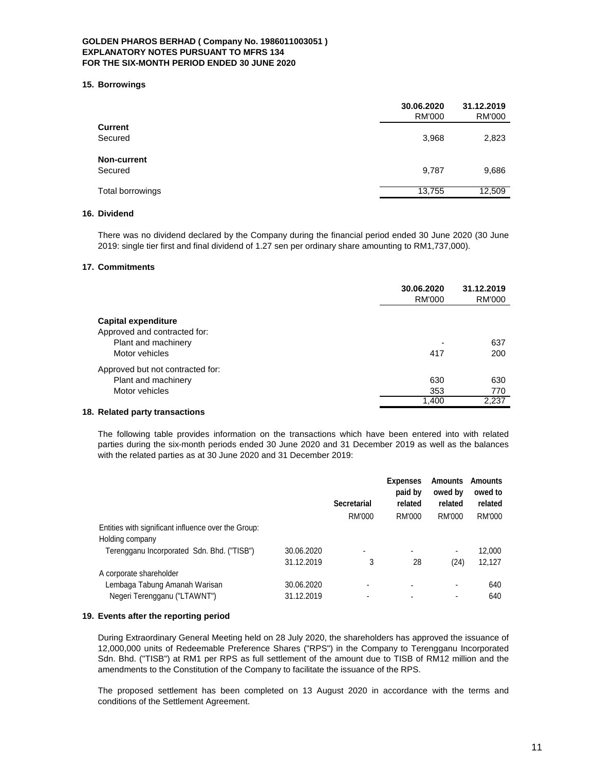GOLDEN PHAROS BERHAD ( Company No. 1986011003051 )
EXPLANATORY NOTES PURSUANT TO MFRS 134
FOR THE SIX-MONTH PERIOD ENDED 30 JUNE 2020

## 15. Borrowings

| | 30.06.2020 RM'000 | 31.12.2019 RM'000 |
|---|---|---|
| **Current** | | |
| Secured | 3,968 | 2,823 |
| **Non-current** | | |
| Secured | 9,787 | 9,686 |
| Total borrowings | 13,755 | 12,509 |

## 16. Dividend

There was no dividend declared by the Company during the financial period ended 30 June 2020 (30 June 2019: single tier first and final dividend of 1.27 sen per ordinary share amounting to RM1,737,000).

## 17. Commitments

| | 30.06.2020 RM'000 | 31.12.2019 RM'000 |
|---|---|---|
| **Capital expenditure** | | |
| Approved and contracted for: | | |
| Plant and machinery | - | 637 |
| Motor vehicles | 417 | 200 |
| Approved but not contracted for: | | |
| Plant and machinery | 630 | 630 |
| Motor vehicles | 353 | 770 |
| | 1,400 | 2,237 |

## 18. Related party transactions

The following table provides information on the transactions which have been entered into with related parties during the six-month periods ended 30 June 2020 and 31 December 2019 as well as the balances with the related parties as at 30 June 2020 and 31 December 2019:

| | | Secretarial RM'000 | Expenses paid by related RM'000 | Amounts owed by related RM'000 | Amounts owed to related RM'000 |
|---|---|---|---|---|---|
| Entities with significant influence over the Group: | | | | | |
| Holding company | | | | | |
| Terengganu Incorporated Sdn. Bhd. ("TISB") | 30.06.2020 | - | - | - | 12,000 |
| | 31.12.2019 | 3 | 28 | (24) | 12,127 |
| A corporate shareholder | | | | | |
| Lembaga Tabung Amanah Warisan Negeri Terengganu ("LTAWNT") | 30.06.2020 | - | - | - | 640 |
| | 31.12.2019 | - | - | - | 640 |

## 19. Events after the reporting period

During Extraordinary General Meeting held on 28 July 2020, the shareholders has approved the issuance of 12,000,000 units of Redeemable Preference Shares ("RPS") in the Company to Terengganu Incorporated Sdn. Bhd. ("TISB") at RM1 per RPS as full settlement of the amount due to TISB of RM12 million and the amendments to the Constitution of the Company to facilitate the issuance of the RPS.

The proposed settlement has been completed on 13 August 2020 in accordance with the terms and conditions of the Settlement Agreement.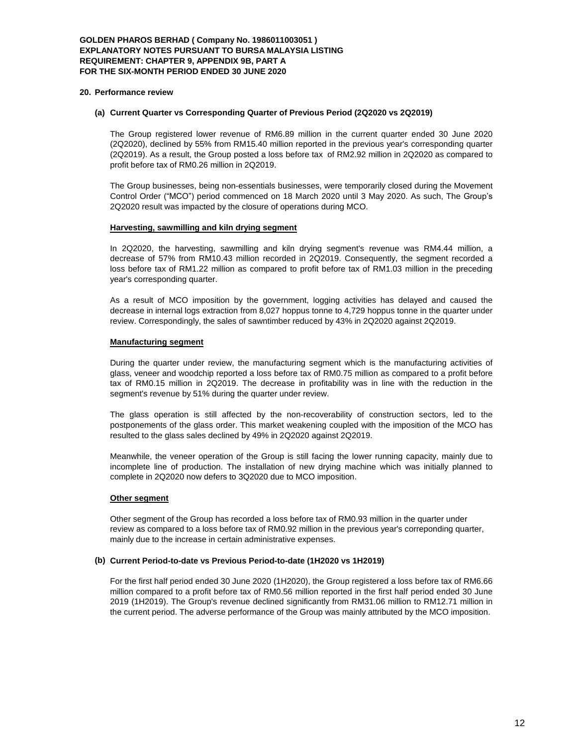**GOLDEN PHAROS BERHAD ( Company No. 1986011003051 )**
**EXPLANATORY NOTES PURSUANT TO BURSA MALAYSIA LISTING REQUIREMENT: CHAPTER 9, APPENDIX 9B, PART A**
**FOR THE SIX-MONTH PERIOD ENDED 30 JUNE 2020**

## 20. Performance review

### (a) Current Quarter vs Corresponding Quarter of Previous Period (2Q2020 vs 2Q2019)

The Group registered lower revenue of RM6.89 million in the current quarter ended 30 June 2020 (2Q2020), declined by 55% from RM15.40 million reported in the previous year's corresponding quarter (2Q2019). As a result, the Group posted a loss before tax of RM2.92 million in 2Q2020 as compared to profit before tax of RM0.26 million in 2Q2019.

The Group businesses, being non-essentials businesses, were temporarily closed during the Movement Control Order ("MCO") period commenced on 18 March 2020 until 3 May 2020. As such, The Group's 2Q2020 result was impacted by the closure of operations during MCO.

**Harvesting, sawmilling and kiln drying segment**

In 2Q2020, the harvesting, sawmilling and kiln drying segment's revenue was RM4.44 million, a decrease of 57% from RM10.43 million recorded in 2Q2019. Consequently, the segment recorded a loss before tax of RM1.22 million as compared to profit before tax of RM1.03 million in the preceding year's corresponding quarter.

As a result of MCO imposition by the government, logging activities has delayed and caused the decrease in internal logs extraction from 8,027 hoppus tonne to 4,729 hoppus tonne in the quarter under review. Correspondingly, the sales of sawntimber reduced by 43% in 2Q2020 against 2Q2019.

**Manufacturing segment**

During the quarter under review, the manufacturing segment which is the manufacturing activities of glass, veneer and woodchip reported a loss before tax of RM0.75 million as compared to a profit before tax of RM0.15 million in 2Q2019. The decrease in profitability was in line with the reduction in the segment's revenue by 51% during the quarter under review.

The glass operation is still affected by the non-recoverability of construction sectors, led to the postponements of the glass order. This market weakening coupled with the imposition of the MCO has resulted to the glass sales declined by 49% in 2Q2020 against 2Q2019.

Meanwhile, the veneer operation of the Group is still facing the lower running capacity, mainly due to incomplete line of production. The installation of new drying machine which was initially planned to complete in 2Q2020 now defers to 3Q2020 due to MCO imposition.

**Other segment**

Other segment of the Group has recorded a loss before tax of RM0.93 million in the quarter under review as compared to a loss before tax of RM0.92 million in the previous year's correponding quarter, mainly due to the increase in certain administrative expenses.

### (b) Current Period-to-date vs Previous Period-to-date (1H2020 vs 1H2019)

For the first half period ended 30 June 2020 (1H2020), the Group registered a loss before tax of RM6.66 million compared to a profit before tax of RM0.56 million reported in the first half period ended 30 June 2019 (1H2019). The Group's revenue declined significantly from RM31.06 million to RM12.71 million in the current period. The adverse performance of the Group was mainly attributed by the MCO imposition.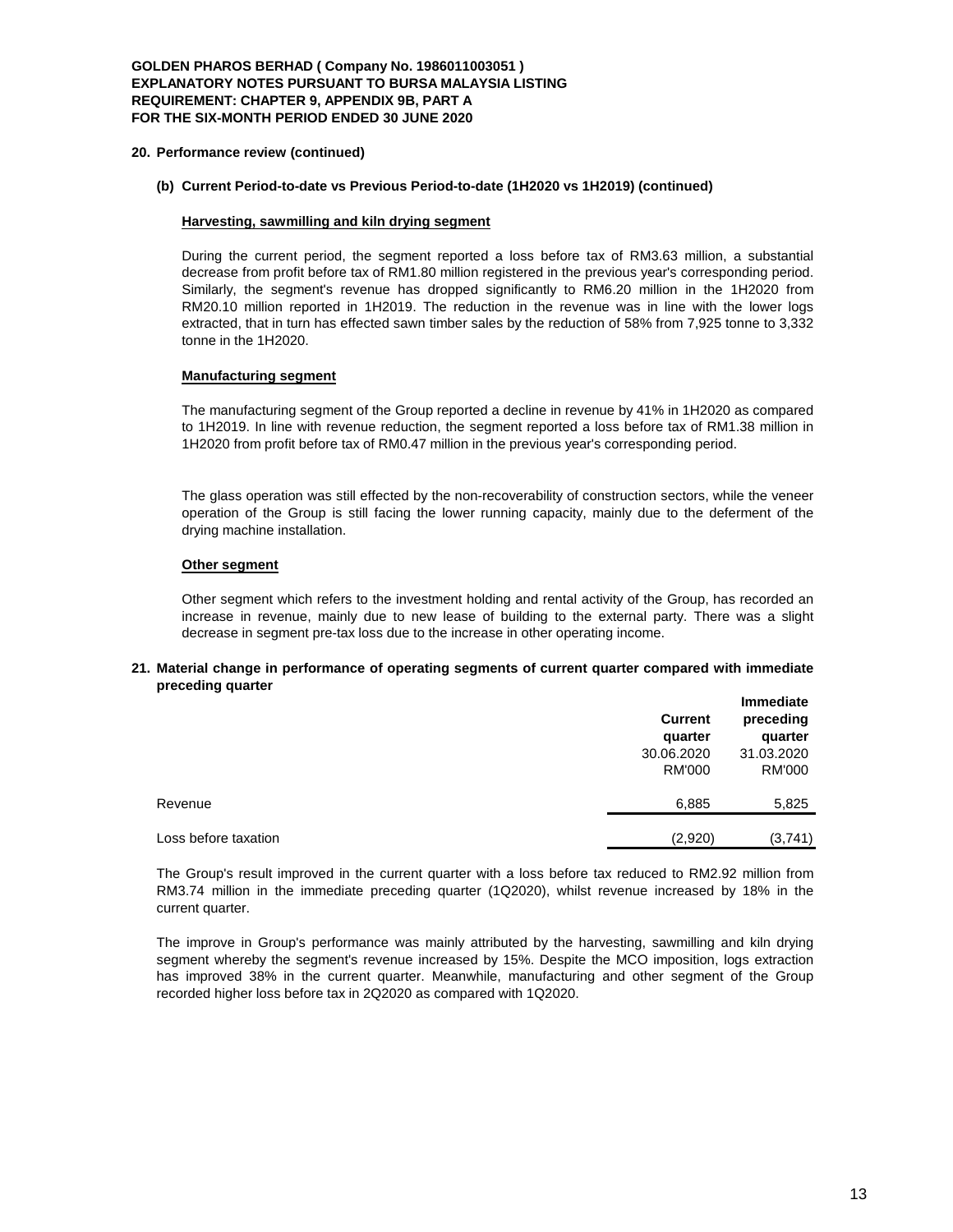## 20. Performance review (continued)

### (b) Current Period-to-date vs Previous Period-to-date (1H2020 vs 1H2019) (continued)

**Harvesting, sawmilling and kiln drying segment**

During the current period, the segment reported a loss before tax of RM3.63 million, a substantial decrease from profit before tax of RM1.80 million registered in the previous year's corresponding period. Similarly, the segment's revenue has dropped significantly to RM6.20 million in the 1H2020 from RM20.10 million reported in 1H2019. The reduction in the revenue was in line with the lower logs extracted, that in turn has effected sawn timber sales by the reduction of 58% from 7,925 tonne to 3,332 tonne in the 1H2020.

**Manufacturing segment**

The manufacturing segment of the Group reported a decline in revenue by 41% in 1H2020 as compared to 1H2019. In line with revenue reduction, the segment reported a loss before tax of RM1.38 million in 1H2020 from profit before tax of RM0.47 million in the previous year's corresponding period.

The glass operation was still effected by the non-recoverability of construction sectors, while the veneer operation of the Group is still facing the lower running capacity, mainly due to the deferment of the drying machine installation.

**Other segment**

Other segment which refers to the investment holding and rental activity of the Group, has recorded an increase in revenue, mainly due to new lease of building to the external party. There was a slight decrease in segment pre-tax loss due to the increase in other operating income.

## 21. Material change in performance of operating segments of current quarter compared with immediate preceding quarter

| | Current quarter 30.06.2020 RM'000 | Immediate preceding quarter 31.03.2020 RM'000 |
|---|---|---|
| Revenue | 6,885 | 5,825 |
| Loss before taxation | (2,920) | (3,741) |

The Group's result improved in the current quarter with a loss before tax reduced to RM2.92 million from RM3.74 million in the immediate preceding quarter (1Q2020), whilst revenue increased by 18% in the current quarter.

The improve in Group's performance was mainly attributed by the harvesting, sawmilling and kiln drying segment whereby the segment's revenue increased by 15%. Despite the MCO imposition, logs extraction has improved 38% in the current quarter. Meanwhile, manufacturing and other segment of the Group recorded higher loss before tax in 2Q2020 as compared with 1Q2020.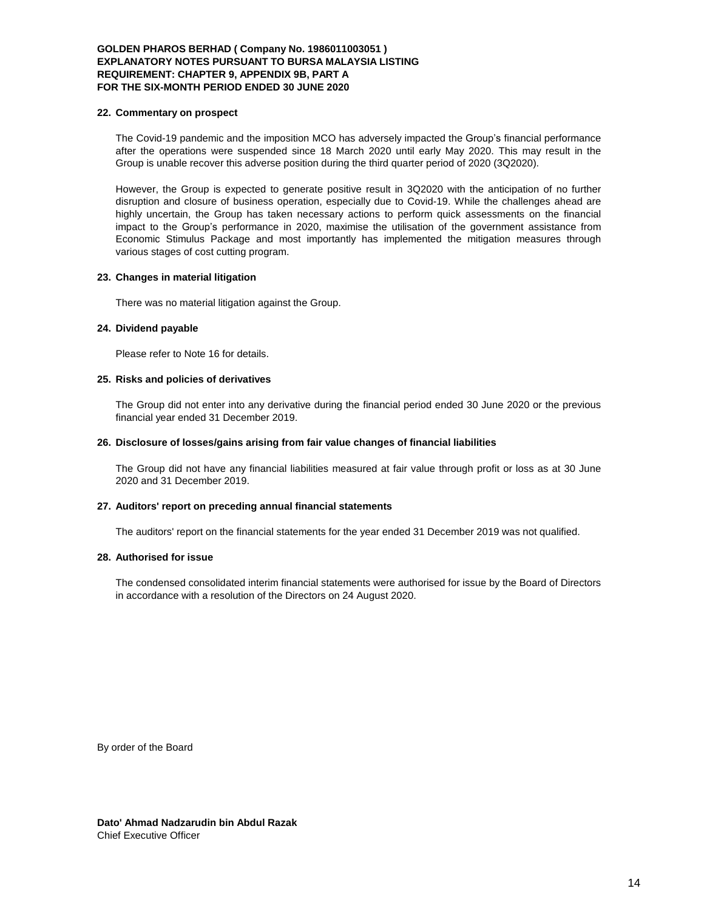**GOLDEN PHAROS BERHAD ( Company No. 1986011003051 )**
**EXPLANATORY NOTES PURSUANT TO BURSA MALAYSIA LISTING REQUIREMENT: CHAPTER 9, APPENDIX 9B, PART A**
**FOR THE SIX-MONTH PERIOD ENDED 30 JUNE 2020**

## 22. Commentary on prospect

The Covid-19 pandemic and the imposition MCO has adversely impacted the Group's financial performance after the operations were suspended since 18 March 2020 until early May 2020. This may result in the Group is unable recover this adverse position during the third quarter period of 2020 (3Q2020).

However, the Group is expected to generate positive result in 3Q2020 with the anticipation of no further disruption and closure of business operation, especially due to Covid-19. While the challenges ahead are highly uncertain, the Group has taken necessary actions to perform quick assessments on the financial impact to the Group's performance in 2020, maximise the utilisation of the government assistance from Economic Stimulus Package and most importantly has implemented the mitigation measures through various stages of cost cutting program.

## 23. Changes in material litigation

There was no material litigation against the Group.

## 24. Dividend payable

Please refer to Note 16 for details.

## 25. Risks and policies of derivatives

The Group did not enter into any derivative during the financial period ended 30 June 2020 or the previous financial year ended 31 December 2019.

## 26. Disclosure of losses/gains arising from fair value changes of financial liabilities

The Group did not have any financial liabilities measured at fair value through profit or loss as at 30 June 2020 and 31 December 2019.

## 27. Auditors' report on preceding annual financial statements

The auditors' report on the financial statements for the year ended 31 December 2019 was not qualified.

## 28. Authorised for issue

The condensed consolidated interim financial statements were authorised for issue by the Board of Directors in accordance with a resolution of the Directors on 24 August 2020.

By order of the Board

**Dato' Ahmad Nadzarudin bin Abdul Razak**
Chief Executive Officer